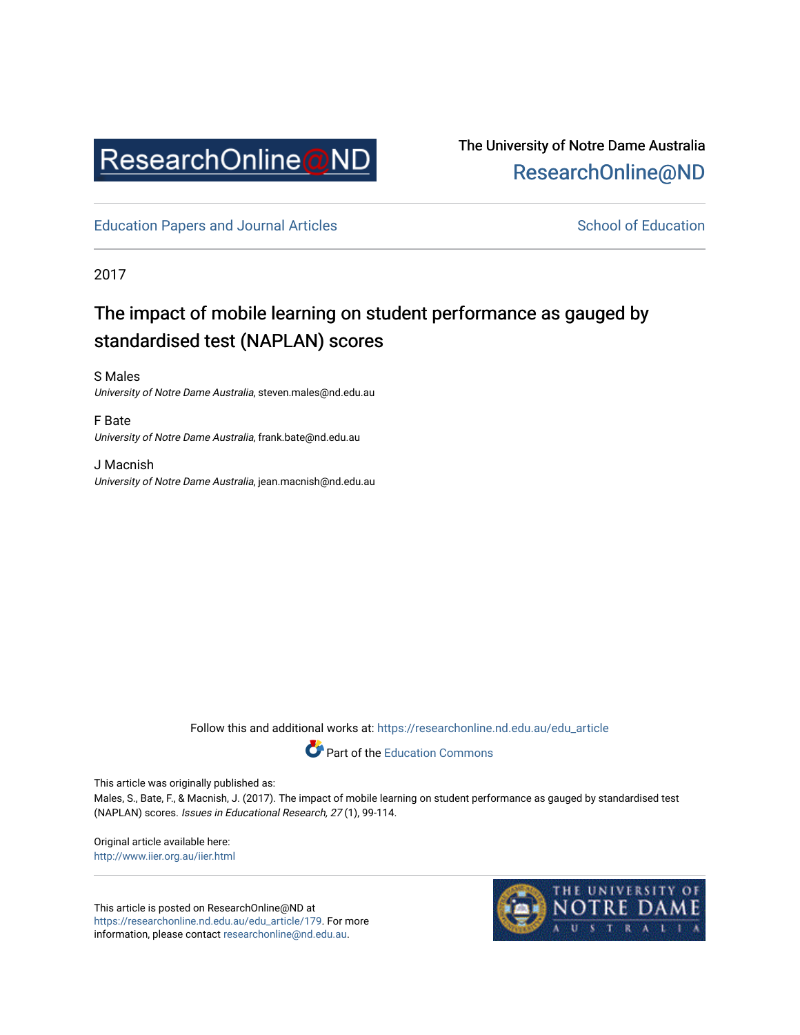ResearchOnline@ND

The University of Notre Dame Australia
ResearchOnline@ND

Education Papers and Journal Articles

School of Education

2017

# The impact of mobile learning on student performance as gauged by standardised test (NAPLAN) scores

S Males
*University of Notre Dame Australia*, steven.males@nd.edu.au

F Bate
*University of Notre Dame Australia*, frank.bate@nd.edu.au

J Macnish
*University of Notre Dame Australia*, jean.macnish@nd.edu.au

Follow this and additional works at: https://researchonline.nd.edu.au/edu_article

Part of the Education Commons

This article was originally published as:
Males, S., Bate, F., & Macnish, J. (2017). The impact of mobile learning on student performance as gauged by standardised test (NAPLAN) scores. *Issues in Educational Research, 27* (1), 99-114.

Original article available here:
http://www.iier.org.au/iier.html

This article is posted on ResearchOnline@ND at https://researchonline.nd.edu.au/edu_article/179. For more information, please contact researchonline@nd.edu.au.

THE UNIVERSITY OF NOTRE DAME AUSTRALIA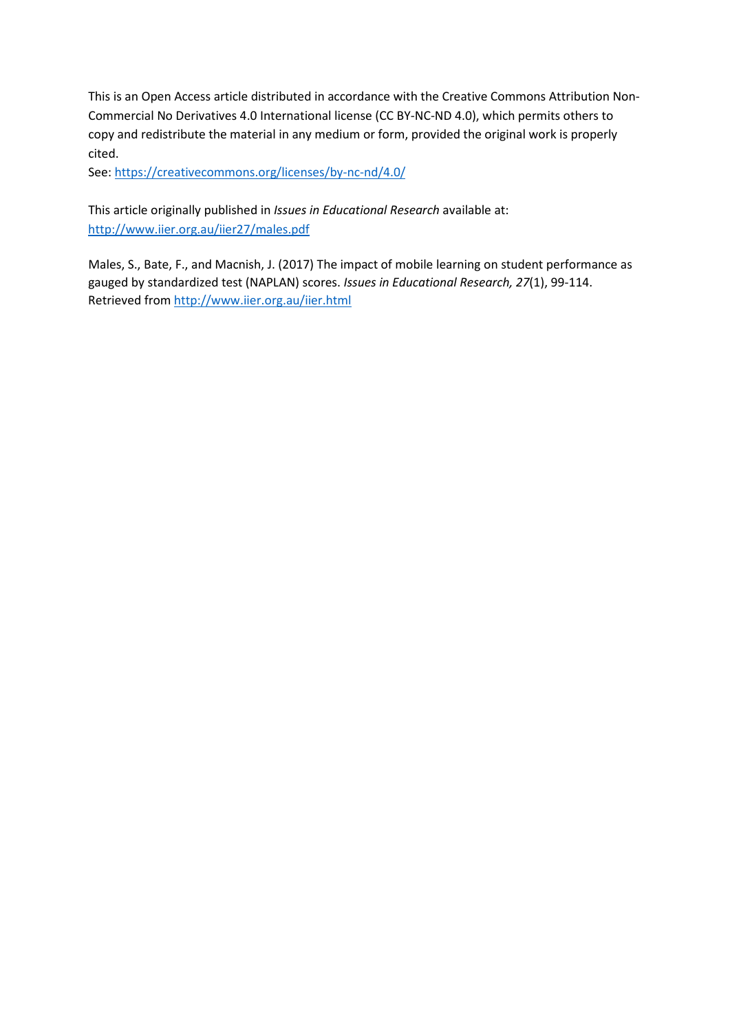This is an Open Access article distributed in accordance with the Creative Commons Attribution Non-Commercial No Derivatives 4.0 International license (CC BY-NC-ND 4.0), which permits others to copy and redistribute the material in any medium or form, provided the original work is properly cited.

See: [https://creativecommons.org/licenses/by-nc-nd/4.0/](https://creativecommons.org/licenses/by-nc-nd/4.0/)

This article originally published in *Issues in Educational Research* available at: [http://www.iier.org.au/iier27/males.pdf](http://www.iier.org.au/iier27/males.pdf)

Males, S., Bate, F., and Macnish, J. (2017) The impact of mobile learning on student performance as gauged by standardized test (NAPLAN) scores. *Issues in Educational Research, 27*(1), 99-114. Retrieved from [http://www.iier.org.au/iier.html](http://www.iier.org.au/iier.html)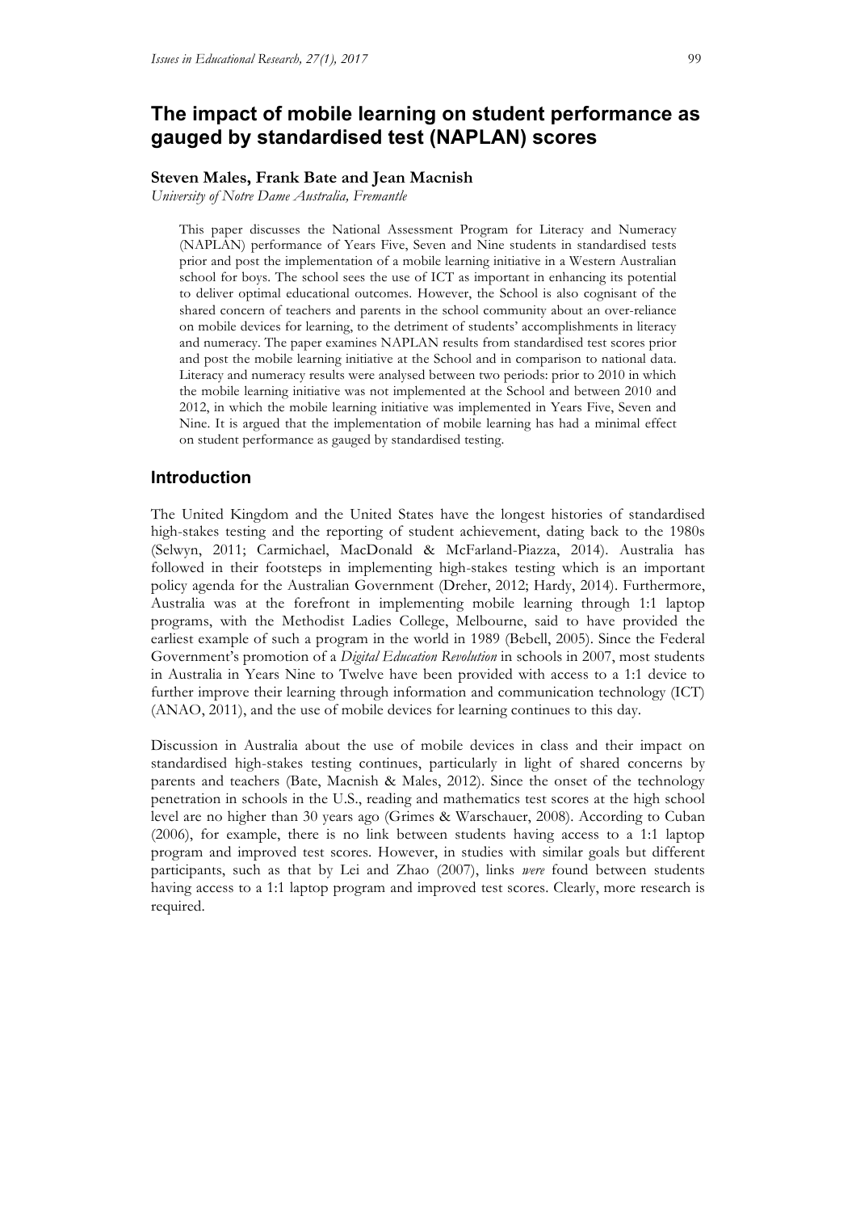# The impact of mobile learning on student performance as gauged by standardised test (NAPLAN) scores

**Steven Males, Frank Bate and Jean Macnish**

*University of Notre Dame Australia, Fremantle*

> This paper discusses the National Assessment Program for Literacy and Numeracy (NAPLAN) performance of Years Five, Seven and Nine students in standardised tests prior and post the implementation of a mobile learning initiative in a Western Australian school for boys. The school sees the use of ICT as important in enhancing its potential to deliver optimal educational outcomes. However, the School is also cognisant of the shared concern of teachers and parents in the school community about an over-reliance on mobile devices for learning, to the detriment of students' accomplishments in literacy and numeracy. The paper examines NAPLAN results from standardised test scores prior and post the mobile learning initiative at the School and in comparison to national data. Literacy and numeracy results were analysed between two periods: prior to 2010 in which the mobile learning initiative was not implemented at the School and between 2010 and 2012, in which the mobile learning initiative was implemented in Years Five, Seven and Nine. It is argued that the implementation of mobile learning has had a minimal effect on student performance as gauged by standardised testing.

## Introduction

The United Kingdom and the United States have the longest histories of standardised high-stakes testing and the reporting of student achievement, dating back to the 1980s (Selwyn, 2011; Carmichael, MacDonald & McFarland-Piazza, 2014). Australia has followed in their footsteps in implementing high-stakes testing which is an important policy agenda for the Australian Government (Dreher, 2012; Hardy, 2014). Furthermore, Australia was at the forefront in implementing mobile learning through 1:1 laptop programs, with the Methodist Ladies College, Melbourne, said to have provided the earliest example of such a program in the world in 1989 (Bebell, 2005). Since the Federal Government's promotion of a *Digital Education Revolution* in schools in 2007, most students in Australia in Years Nine to Twelve have been provided with access to a 1:1 device to further improve their learning through information and communication technology (ICT) (ANAO, 2011), and the use of mobile devices for learning continues to this day.

Discussion in Australia about the use of mobile devices in class and their impact on standardised high-stakes testing continues, particularly in light of shared concerns by parents and teachers (Bate, Macnish & Males, 2012). Since the onset of the technology penetration in schools in the U.S., reading and mathematics test scores at the high school level are no higher than 30 years ago (Grimes & Warschauer, 2008). According to Cuban (2006), for example, there is no link between students having access to a 1:1 laptop program and improved test scores. However, in studies with similar goals but different participants, such as that by Lei and Zhao (2007), links *were* found between students having access to a 1:1 laptop program and improved test scores. Clearly, more research is required.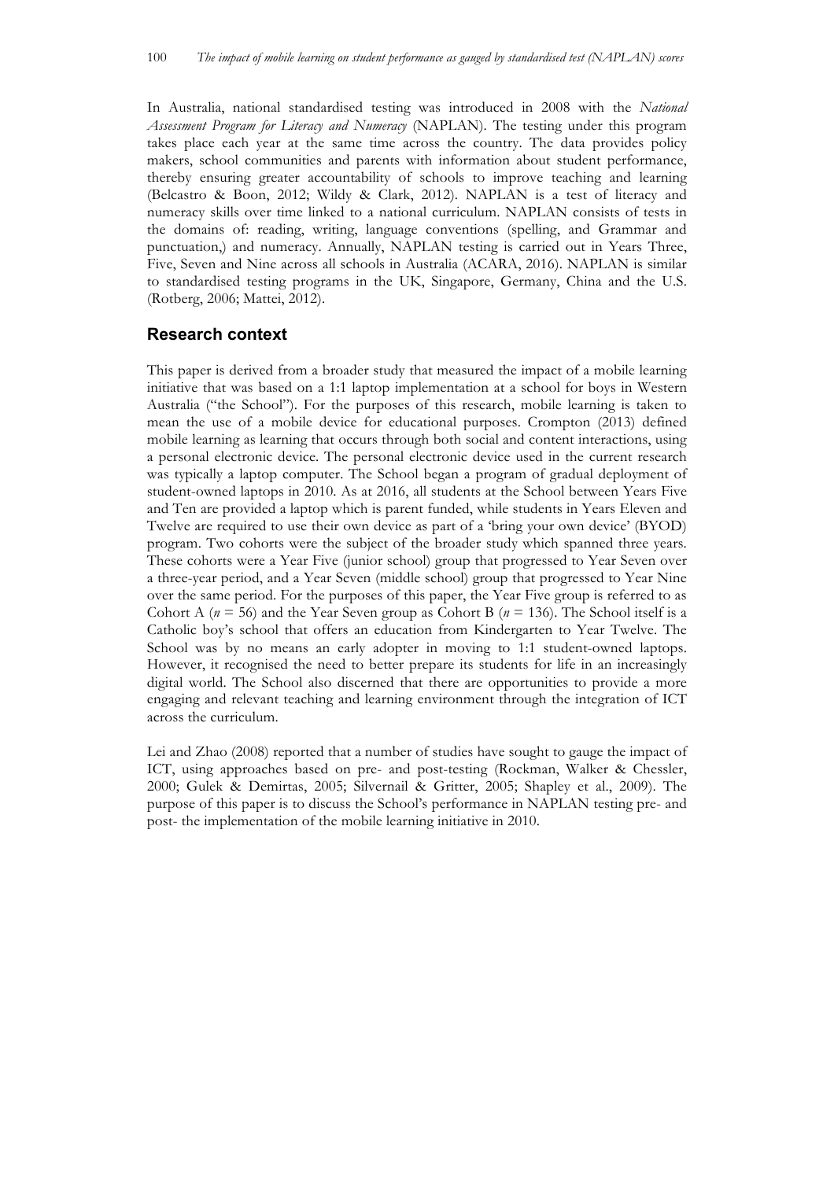In Australia, national standardised testing was introduced in 2008 with the *National Assessment Program for Literacy and Numeracy* (NAPLAN). The testing under this program takes place each year at the same time across the country. The data provides policy makers, school communities and parents with information about student performance, thereby ensuring greater accountability of schools to improve teaching and learning (Belcastro & Boon, 2012; Wildy & Clark, 2012). NAPLAN is a test of literacy and numeracy skills over time linked to a national curriculum. NAPLAN consists of tests in the domains of: reading, writing, language conventions (spelling, and Grammar and punctuation,) and numeracy. Annually, NAPLAN testing is carried out in Years Three, Five, Seven and Nine across all schools in Australia (ACARA, 2016). NAPLAN is similar to standardised testing programs in the UK, Singapore, Germany, China and the U.S. (Rotberg, 2006; Mattei, 2012).

## Research context

This paper is derived from a broader study that measured the impact of a mobile learning initiative that was based on a 1:1 laptop implementation at a school for boys in Western Australia ("the School"). For the purposes of this research, mobile learning is taken to mean the use of a mobile device for educational purposes. Crompton (2013) defined mobile learning as learning that occurs through both social and content interactions, using a personal electronic device. The personal electronic device used in the current research was typically a laptop computer. The School began a program of gradual deployment of student-owned laptops in 2010. As at 2016, all students at the School between Years Five and Ten are provided a laptop which is parent funded, while students in Years Eleven and Twelve are required to use their own device as part of a 'bring your own device' (BYOD) program. Two cohorts were the subject of the broader study which spanned three years. These cohorts were a Year Five (junior school) group that progressed to Year Seven over a three-year period, and a Year Seven (middle school) group that progressed to Year Nine over the same period. For the purposes of this paper, the Year Five group is referred to as Cohort A ($n = 56$) and the Year Seven group as Cohort B ($n = 136$). The School itself is a Catholic boy's school that offers an education from Kindergarten to Year Twelve. The School was by no means an early adopter in moving to 1:1 student-owned laptops. However, it recognised the need to better prepare its students for life in an increasingly digital world. The School also discerned that there are opportunities to provide a more engaging and relevant teaching and learning environment through the integration of ICT across the curriculum.

Lei and Zhao (2008) reported that a number of studies have sought to gauge the impact of ICT, using approaches based on pre- and post-testing (Rockman, Walker & Chessler, 2000; Gulek & Demirtas, 2005; Silvernail & Gritter, 2005; Shapley et al., 2009). The purpose of this paper is to discuss the School's performance in NAPLAN testing pre- and post- the implementation of the mobile learning initiative in 2010.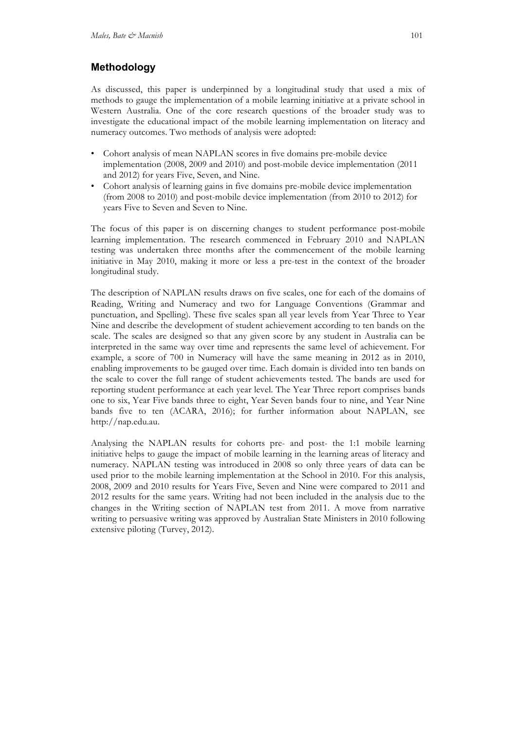## Methodology

As discussed, this paper is underpinned by a longitudinal study that used a mix of methods to gauge the implementation of a mobile learning initiative at a private school in Western Australia. One of the core research questions of the broader study was to investigate the educational impact of the mobile learning implementation on literacy and numeracy outcomes. Two methods of analysis were adopted:

- Cohort analysis of mean NAPLAN scores in five domains pre-mobile device implementation (2008, 2009 and 2010) and post-mobile device implementation (2011 and 2012) for years Five, Seven, and Nine.
- Cohort analysis of learning gains in five domains pre-mobile device implementation (from 2008 to 2010) and post-mobile device implementation (from 2010 to 2012) for years Five to Seven and Seven to Nine.

The focus of this paper is on discerning changes to student performance post-mobile learning implementation. The research commenced in February 2010 and NAPLAN testing was undertaken three months after the commencement of the mobile learning initiative in May 2010, making it more or less a pre-test in the context of the broader longitudinal study.

The description of NAPLAN results draws on five scales, one for each of the domains of Reading, Writing and Numeracy and two for Language Conventions (Grammar and punctuation, and Spelling). These five scales span all year levels from Year Three to Year Nine and describe the development of student achievement according to ten bands on the scale. The scales are designed so that any given score by any student in Australia can be interpreted in the same way over time and represents the same level of achievement. For example, a score of 700 in Numeracy will have the same meaning in 2012 as in 2010, enabling improvements to be gauged over time. Each domain is divided into ten bands on the scale to cover the full range of student achievements tested. The bands are used for reporting student performance at each year level. The Year Three report comprises bands one to six, Year Five bands three to eight, Year Seven bands four to nine, and Year Nine bands five to ten (ACARA, 2016); for further information about NAPLAN, see http://nap.edu.au.

Analysing the NAPLAN results for cohorts pre- and post- the 1:1 mobile learning initiative helps to gauge the impact of mobile learning in the learning areas of literacy and numeracy. NAPLAN testing was introduced in 2008 so only three years of data can be used prior to the mobile learning implementation at the School in 2010. For this analysis, 2008, 2009 and 2010 results for Years Five, Seven and Nine were compared to 2011 and 2012 results for the same years. Writing had not been included in the analysis due to the changes in the Writing section of NAPLAN test from 2011. A move from narrative writing to persuasive writing was approved by Australian State Ministers in 2010 following extensive piloting (Turvey, 2012).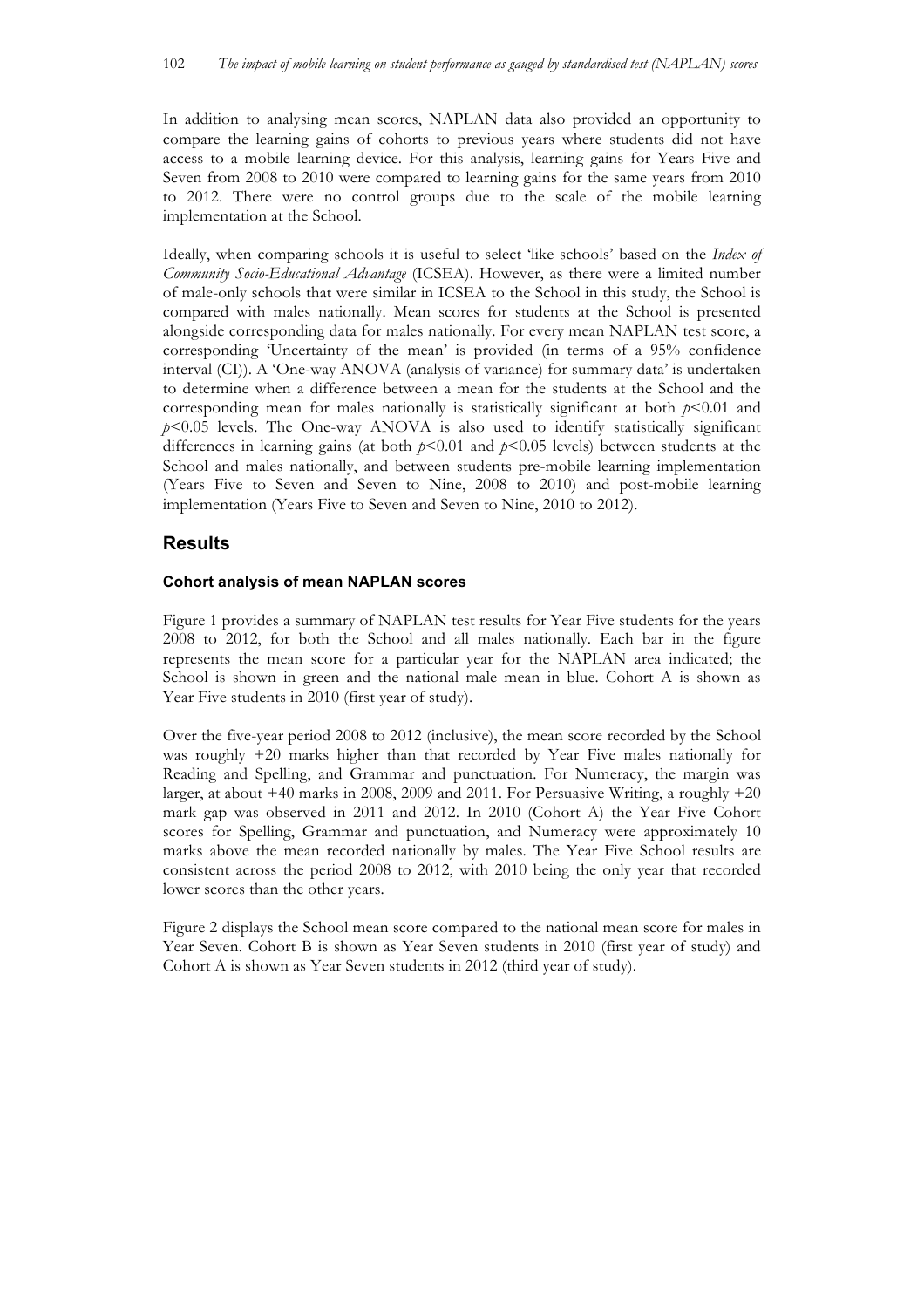In addition to analysing mean scores, NAPLAN data also provided an opportunity to compare the learning gains of cohorts to previous years where students did not have access to a mobile learning device. For this analysis, learning gains for Years Five and Seven from 2008 to 2010 were compared to learning gains for the same years from 2010 to 2012. There were no control groups due to the scale of the mobile learning implementation at the School.

Ideally, when comparing schools it is useful to select 'like schools' based on the *Index of Community Socio-Educational Advantage* (ICSEA). However, as there were a limited number of male-only schools that were similar in ICSEA to the School in this study, the School is compared with males nationally. Mean scores for students at the School is presented alongside corresponding data for males nationally. For every mean NAPLAN test score, a corresponding 'Uncertainty of the mean' is provided (in terms of a 95% confidence interval (CI)). A 'One-way ANOVA (analysis of variance) for summary data' is undertaken to determine when a difference between a mean for the students at the School and the corresponding mean for males nationally is statistically significant at both $p<0.01$ and $p<0.05$ levels. The One-way ANOVA is also used to identify statistically significant differences in learning gains (at both $p<0.01$ and $p<0.05$ levels) between students at the School and males nationally, and between students pre-mobile learning implementation (Years Five to Seven and Seven to Nine, 2008 to 2010) and post-mobile learning implementation (Years Five to Seven and Seven to Nine, 2010 to 2012).

## Results

### Cohort analysis of mean NAPLAN scores

Figure 1 provides a summary of NAPLAN test results for Year Five students for the years 2008 to 2012, for both the School and all males nationally. Each bar in the figure represents the mean score for a particular year for the NAPLAN area indicated; the School is shown in green and the national male mean in blue. Cohort A is shown as Year Five students in 2010 (first year of study).

Over the five-year period 2008 to 2012 (inclusive), the mean score recorded by the School was roughly +20 marks higher than that recorded by Year Five males nationally for Reading and Spelling, and Grammar and punctuation. For Numeracy, the margin was larger, at about +40 marks in 2008, 2009 and 2011. For Persuasive Writing, a roughly +20 mark gap was observed in 2011 and 2012. In 2010 (Cohort A) the Year Five Cohort scores for Spelling, Grammar and punctuation, and Numeracy were approximately 10 marks above the mean recorded nationally by males. The Year Five School results are consistent across the period 2008 to 2012, with 2010 being the only year that recorded lower scores than the other years.

Figure 2 displays the School mean score compared to the national mean score for males in Year Seven. Cohort B is shown as Year Seven students in 2010 (first year of study) and Cohort A is shown as Year Seven students in 2012 (third year of study).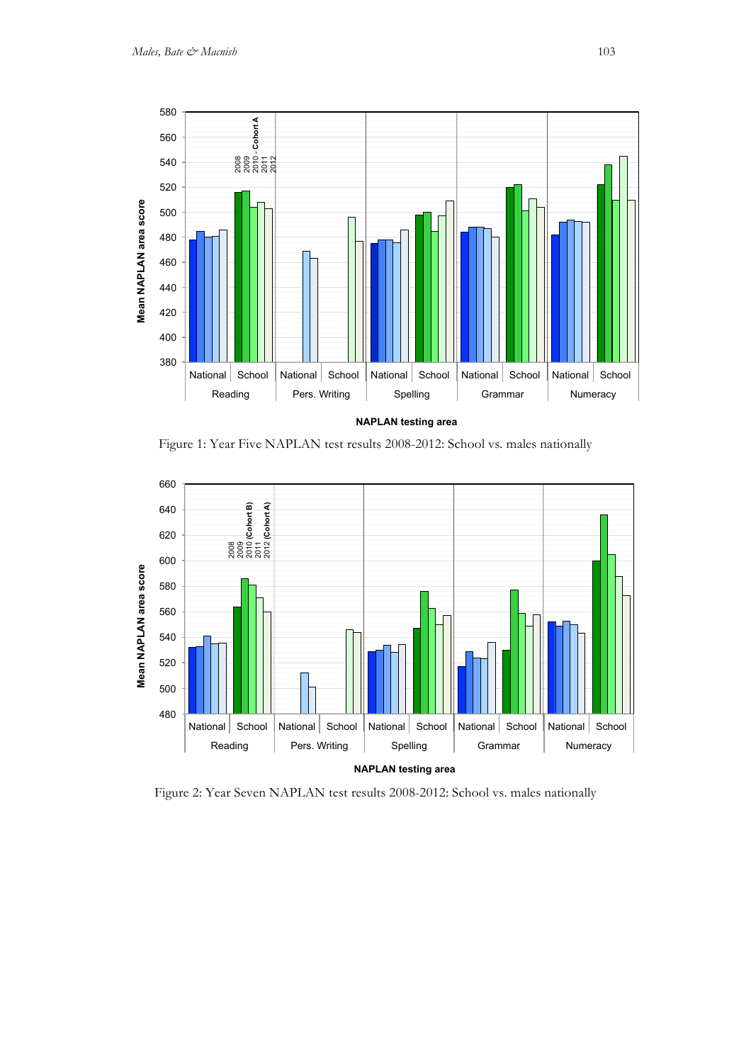Figure 1: Year Five NAPLAN test results 2008-2012: School vs. males nationally

Figure 2: Year Seven NAPLAN test results 2008-2012: School vs. males nationally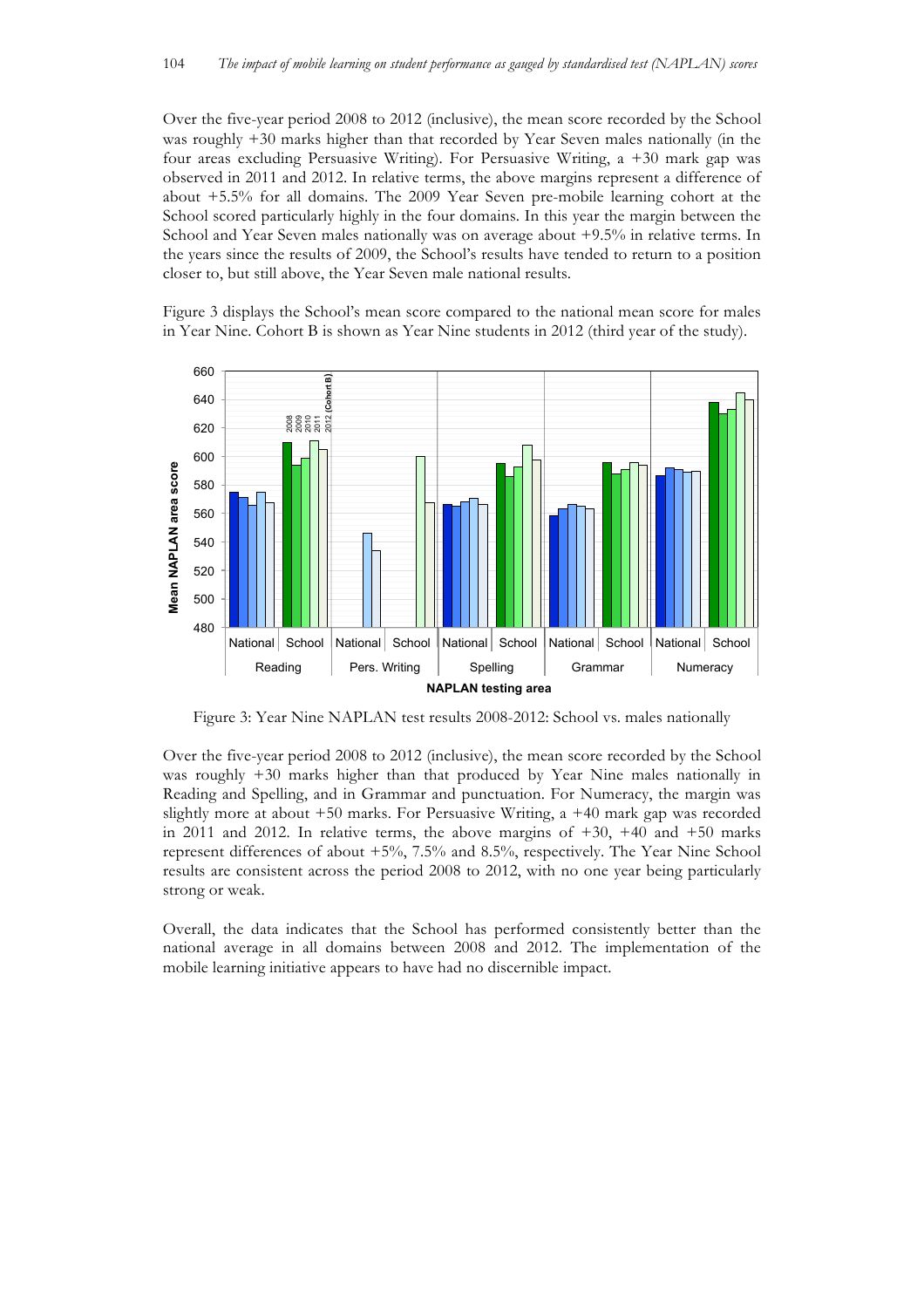Over the five-year period 2008 to 2012 (inclusive), the mean score recorded by the School was roughly +30 marks higher than that recorded by Year Seven males nationally (in the four areas excluding Persuasive Writing). For Persuasive Writing, a +30 mark gap was observed in 2011 and 2012. In relative terms, the above margins represent a difference of about +5.5% for all domains. The 2009 Year Seven pre-mobile learning cohort at the School scored particularly highly in the four domains. In this year the margin between the School and Year Seven males nationally was on average about +9.5% in relative terms. In the years since the results of 2009, the School's results have tended to return to a position closer to, but still above, the Year Seven male national results.

Figure 3 displays the School's mean score compared to the national mean score for males in Year Nine. Cohort B is shown as Year Nine students in 2012 (third year of the study).

Figure 3: Year Nine NAPLAN test results 2008-2012: School vs. males nationally

Over the five-year period 2008 to 2012 (inclusive), the mean score recorded by the School was roughly +30 marks higher than that produced by Year Nine males nationally in Reading and Spelling, and in Grammar and punctuation. For Numeracy, the margin was slightly more at about +50 marks. For Persuasive Writing, a +40 mark gap was recorded in 2011 and 2012. In relative terms, the above margins of +30, +40 and +50 marks represent differences of about +5%, 7.5% and 8.5%, respectively. The Year Nine School results are consistent across the period 2008 to 2012, with no one year being particularly strong or weak.

Overall, the data indicates that the School has performed consistently better than the national average in all domains between 2008 and 2012. The implementation of the mobile learning initiative appears to have had no discernible impact.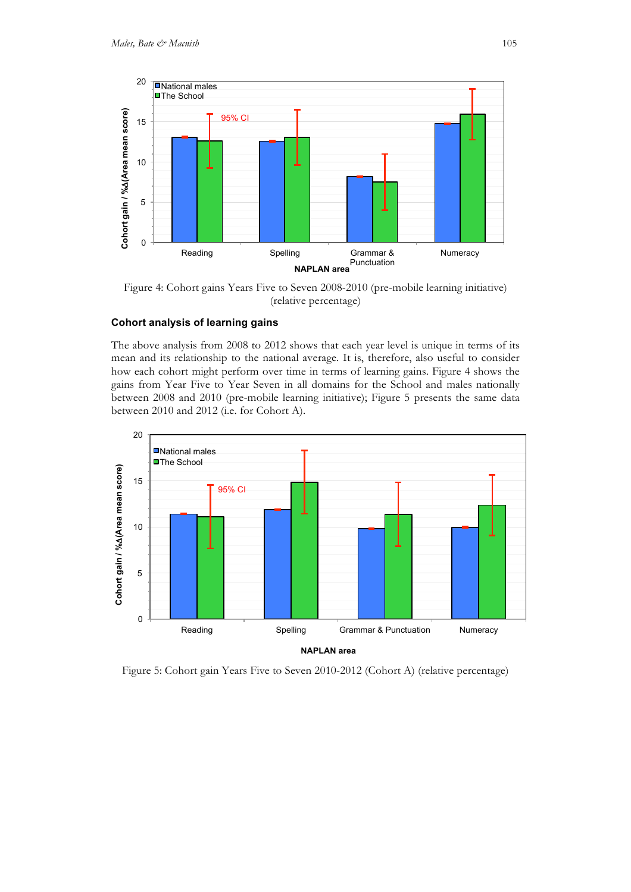Figure 4: Cohort gains Years Five to Seven 2008-2010 (pre-mobile learning initiative) (relative percentage)

### Cohort analysis of learning gains

The above analysis from 2008 to 2012 shows that each year level is unique in terms of its mean and its relationship to the national average. It is, therefore, also useful to consider how each cohort might perform over time in terms of learning gains. Figure 4 shows the gains from Year Five to Year Seven in all domains for the School and males nationally between 2008 and 2010 (pre-mobile learning initiative); Figure 5 presents the same data between 2010 and 2012 (i.e. for Cohort A).

Figure 5: Cohort gain Years Five to Seven 2010-2012 (Cohort A) (relative percentage)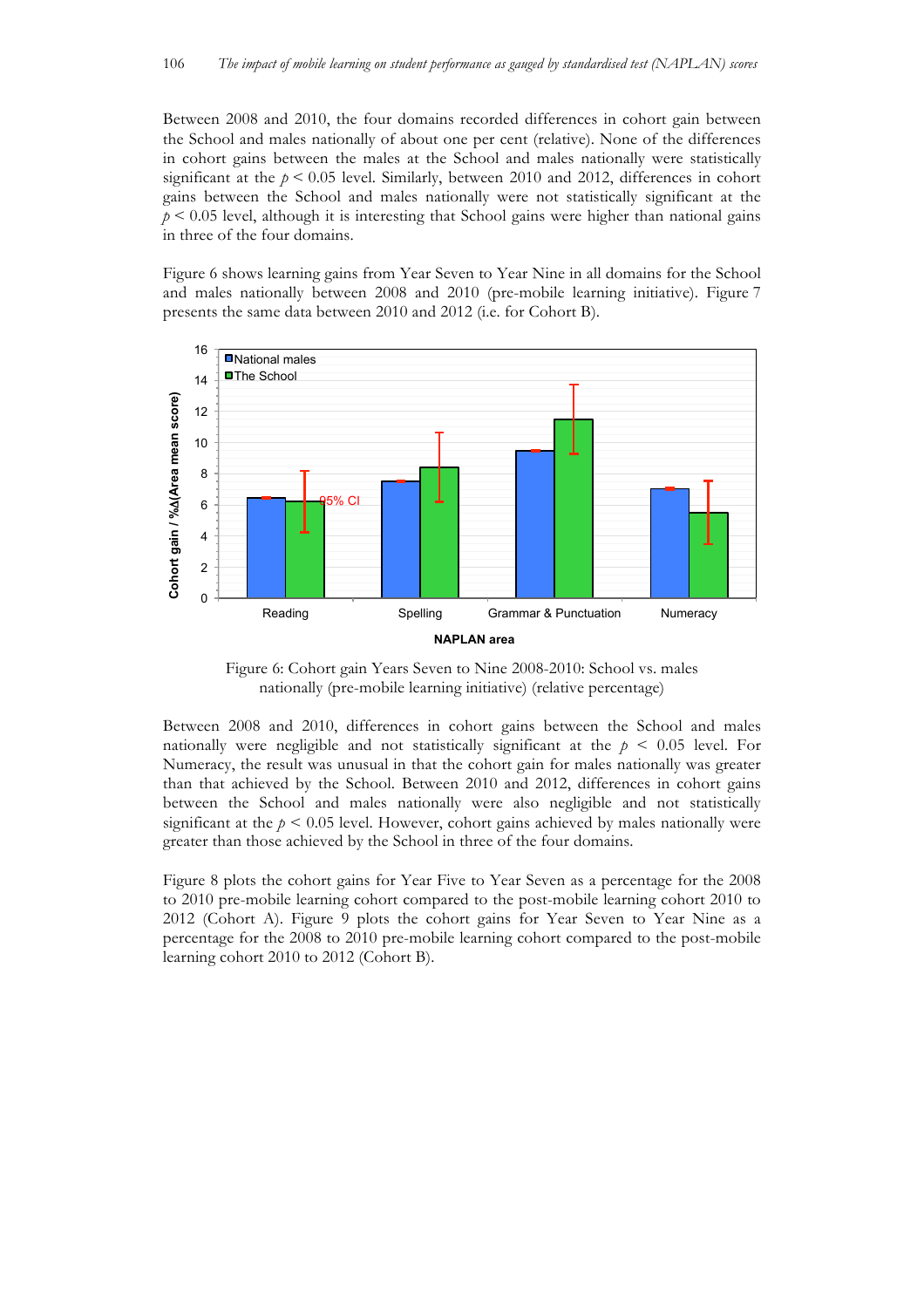Between 2008 and 2010, the four domains recorded differences in cohort gain between the School and males nationally of about one per cent (relative). None of the differences in cohort gains between the males at the School and males nationally were statistically significant at the $p < 0.05$ level. Similarly, between 2010 and 2012, differences in cohort gains between the School and males nationally were not statistically significant at the $p < 0.05$ level, although it is interesting that School gains were higher than national gains in three of the four domains.

Figure 6 shows learning gains from Year Seven to Year Nine in all domains for the School and males nationally between 2008 and 2010 (pre-mobile learning initiative). Figure 7 presents the same data between 2010 and 2012 (i.e. for Cohort B).

Figure 6: Cohort gain Years Seven to Nine 2008-2010: School vs. males nationally (pre-mobile learning initiative) (relative percentage)

Between 2008 and 2010, differences in cohort gains between the School and males nationally were negligible and not statistically significant at the $p < 0.05$ level. For Numeracy, the result was unusual in that the cohort gain for males nationally was greater than that achieved by the School. Between 2010 and 2012, differences in cohort gains between the School and males nationally were also negligible and not statistically significant at the $p < 0.05$ level. However, cohort gains achieved by males nationally were greater than those achieved by the School in three of the four domains.

Figure 8 plots the cohort gains for Year Five to Year Seven as a percentage for the 2008 to 2010 pre-mobile learning cohort compared to the post-mobile learning cohort 2010 to 2012 (Cohort A). Figure 9 plots the cohort gains for Year Seven to Year Nine as a percentage for the 2008 to 2010 pre-mobile learning cohort compared to the post-mobile learning cohort 2010 to 2012 (Cohort B).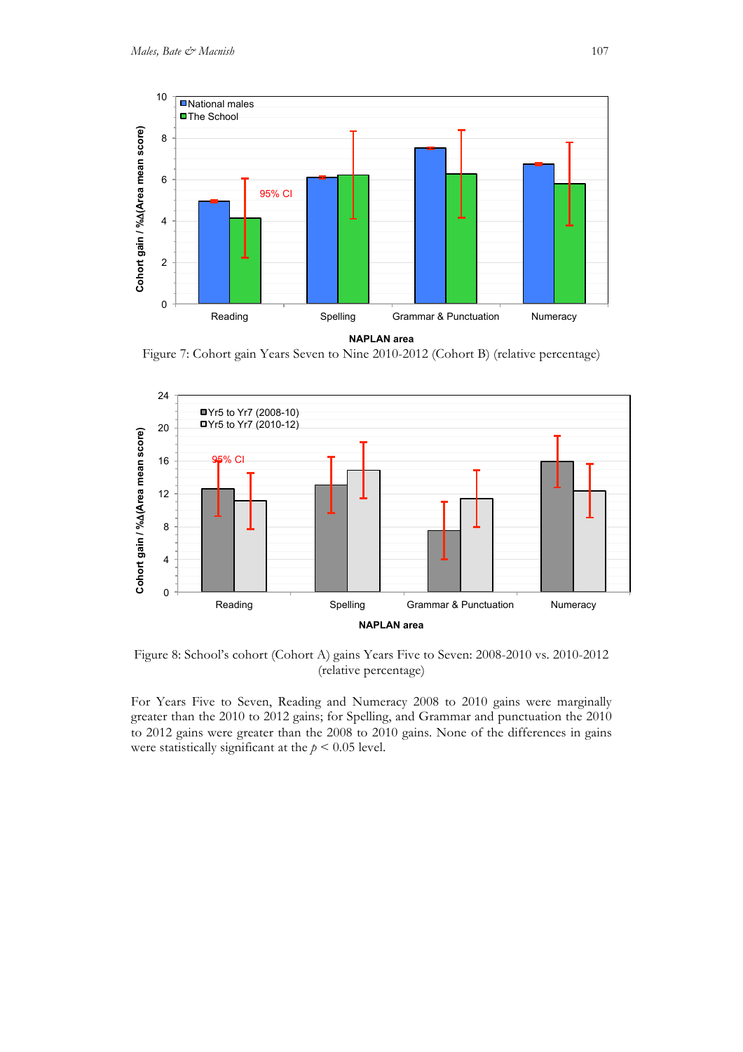Figure 7: Cohort gain Years Seven to Nine 2010-2012 (Cohort B) (relative percentage)

Figure 8: School's cohort (Cohort A) gains Years Five to Seven: 2008-2010 vs. 2010-2012 (relative percentage)

For Years Five to Seven, Reading and Numeracy 2008 to 2010 gains were marginally greater than the 2010 to 2012 gains; for Spelling, and Grammar and punctuation the 2010 to 2012 gains were greater than the 2008 to 2010 gains. None of the differences in gains were statistically significant at the $p < 0.05$ level.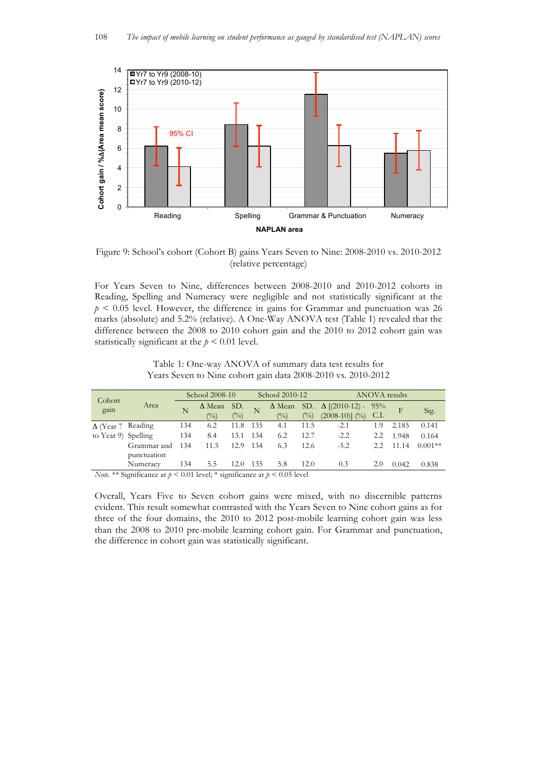Figure 9: School's cohort (Cohort B) gains Years Seven to Nine: 2008-2010 vs. 2010-2012 (relative percentage)

For Years Seven to Nine, differences between 2008-2010 and 2010-2012 cohorts in Reading, Spelling and Numeracy were negligible and not statistically significant at the $p < 0.05$ level. However, the difference in gains for Grammar and punctuation was 26 marks (absolute) and 5.2% (relative). A One-Way ANOVA test (Table 1) revealed that the difference between the 2008 to 2010 cohort gain and the 2010 to 2012 cohort gain was statistically significant at the $p < 0.01$ level.

Table 1: One-way ANOVA of summary data test results for Years Seven to Nine cohort gain data 2008-2010 vs. 2010-2012

| Cohort gain | Area | School 2008-10 | | | School 2010-12 | | | ANOVA results | | | |
|---|---|---|---|---|---|---|---|---|---|---|---|
| | | N | Δ Mean (%) | SD. (%) | N | Δ Mean (%) | SD. (%) | Δ [(2010-12) - (2008-10)] (%) | 95% C.I. | F | Sig. |
| Δ (Year 7 to Year 9) | Reading | 134 | 6.2 | 11.8 | 135 | 4.1 | 11.5 | -2.1 | 1.9 | 2.185 | 0.141 |
| | Spelling | 134 | 8.4 | 13.1 | 134 | 6.2 | 12.7 | -2.2 | 2.2 | 1.948 | 0.164 |
| | Grammar and punctuation | 134 | 11.5 | 12.9 | 134 | 6.3 | 12.6 | -5.2 | 2.2 | 11.14 | 0.001** |
| | Numeracy | 134 | 5.5 | 12.0 | 135 | 5.8 | 12.0 | 0.3 | 2.0 | 0.042 | 0.838 |

*Note.* ** Significance at $p < 0.01$ level; * significance at $p < 0.05$ level

Overall, Years Five to Seven cohort gains were mixed, with no discernible patterns evident. This result somewhat contrasted with the Years Seven to Nine cohort gains as for three of the four domains, the 2010 to 2012 post-mobile learning cohort gain was less than the 2008 to 2010 pre-mobile learning cohort gain. For Grammar and punctuation, the difference in cohort gain was statistically significant.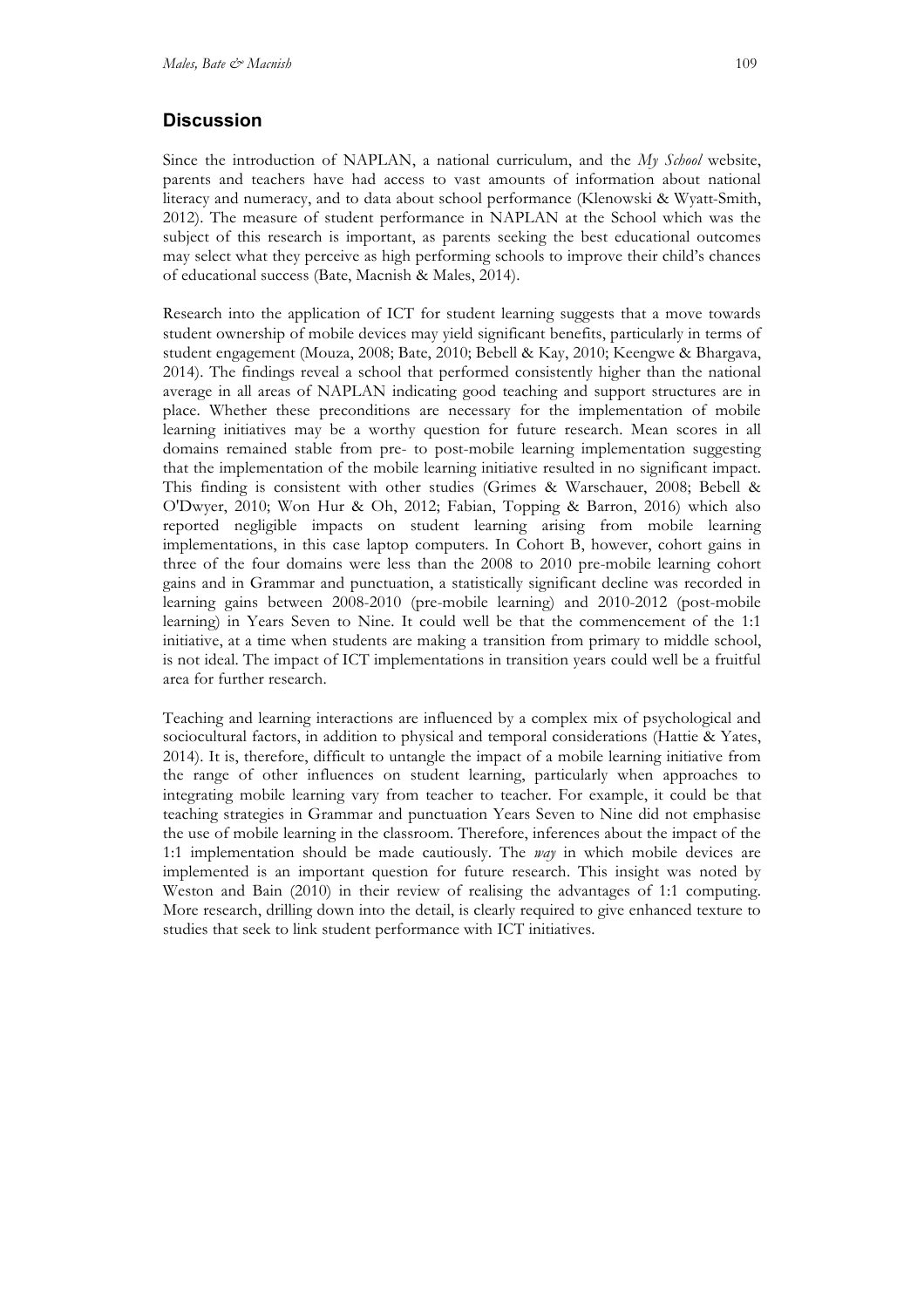## Discussion

Since the introduction of NAPLAN, a national curriculum, and the *My School* website, parents and teachers have had access to vast amounts of information about national literacy and numeracy, and to data about school performance (Klenowski & Wyatt-Smith, 2012). The measure of student performance in NAPLAN at the School which was the subject of this research is important, as parents seeking the best educational outcomes may select what they perceive as high performing schools to improve their child's chances of educational success (Bate, Macnish & Males, 2014).

Research into the application of ICT for student learning suggests that a move towards student ownership of mobile devices may yield significant benefits, particularly in terms of student engagement (Mouza, 2008; Bate, 2010; Bebell & Kay, 2010; Keengwe & Bhargava, 2014). The findings reveal a school that performed consistently higher than the national average in all areas of NAPLAN indicating good teaching and support structures are in place. Whether these preconditions are necessary for the implementation of mobile learning initiatives may be a worthy question for future research. Mean scores in all domains remained stable from pre- to post-mobile learning implementation suggesting that the implementation of the mobile learning initiative resulted in no significant impact. This finding is consistent with other studies (Grimes & Warschauer, 2008; Bebell & O'Dwyer, 2010; Won Hur & Oh, 2012; Fabian, Topping & Barron, 2016) which also reported negligible impacts on student learning arising from mobile learning implementations, in this case laptop computers. In Cohort B, however, cohort gains in three of the four domains were less than the 2008 to 2010 pre-mobile learning cohort gains and in Grammar and punctuation, a statistically significant decline was recorded in learning gains between 2008-2010 (pre-mobile learning) and 2010-2012 (post-mobile learning) in Years Seven to Nine. It could well be that the commencement of the 1:1 initiative, at a time when students are making a transition from primary to middle school, is not ideal. The impact of ICT implementations in transition years could well be a fruitful area for further research.

Teaching and learning interactions are influenced by a complex mix of psychological and sociocultural factors, in addition to physical and temporal considerations (Hattie & Yates, 2014). It is, therefore, difficult to untangle the impact of a mobile learning initiative from the range of other influences on student learning, particularly when approaches to integrating mobile learning vary from teacher to teacher. For example, it could be that teaching strategies in Grammar and punctuation Years Seven to Nine did not emphasise the use of mobile learning in the classroom. Therefore, inferences about the impact of the 1:1 implementation should be made cautiously. The *way* in which mobile devices are implemented is an important question for future research. This insight was noted by Weston and Bain (2010) in their review of realising the advantages of 1:1 computing. More research, drilling down into the detail, is clearly required to give enhanced texture to studies that seek to link student performance with ICT initiatives.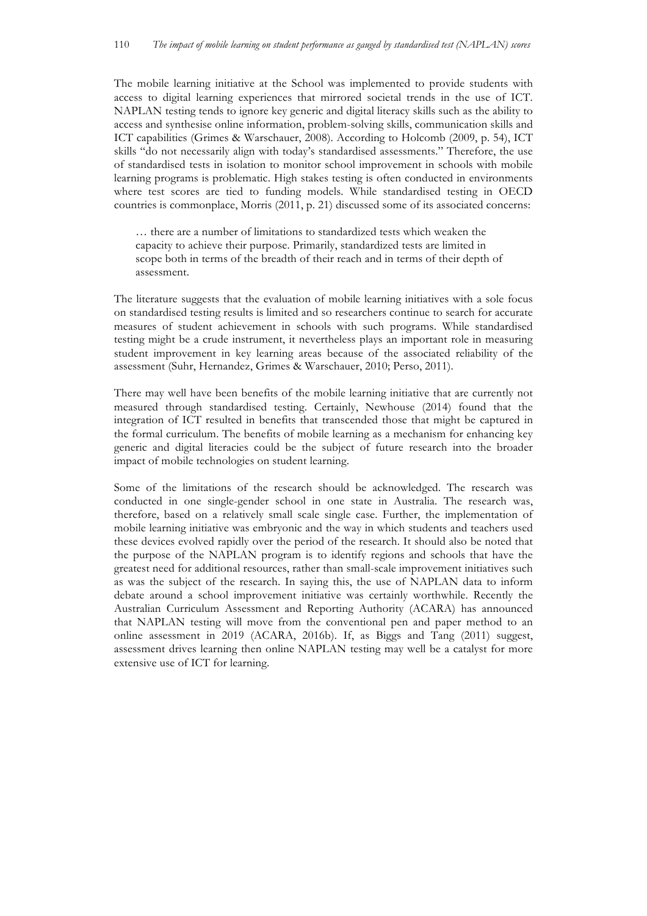The mobile learning initiative at the School was implemented to provide students with access to digital learning experiences that mirrored societal trends in the use of ICT. NAPLAN testing tends to ignore key generic and digital literacy skills such as the ability to access and synthesise online information, problem-solving skills, communication skills and ICT capabilities (Grimes & Warschauer, 2008). According to Holcomb (2009, p. 54), ICT skills "do not necessarily align with today's standardised assessments." Therefore, the use of standardised tests in isolation to monitor school improvement in schools with mobile learning programs is problematic. High stakes testing is often conducted in environments where test scores are tied to funding models. While standardised testing in OECD countries is commonplace, Morris (2011, p. 21) discussed some of its associated concerns:

> … there are a number of limitations to standardized tests which weaken the capacity to achieve their purpose. Primarily, standardized tests are limited in scope both in terms of the breadth of their reach and in terms of their depth of assessment.

The literature suggests that the evaluation of mobile learning initiatives with a sole focus on standardised testing results is limited and so researchers continue to search for accurate measures of student achievement in schools with such programs. While standardised testing might be a crude instrument, it nevertheless plays an important role in measuring student improvement in key learning areas because of the associated reliability of the assessment (Suhr, Hernandez, Grimes & Warschauer, 2010; Perso, 2011).

There may well have been benefits of the mobile learning initiative that are currently not measured through standardised testing. Certainly, Newhouse (2014) found that the integration of ICT resulted in benefits that transcended those that might be captured in the formal curriculum. The benefits of mobile learning as a mechanism for enhancing key generic and digital literacies could be the subject of future research into the broader impact of mobile technologies on student learning.

Some of the limitations of the research should be acknowledged. The research was conducted in one single-gender school in one state in Australia. The research was, therefore, based on a relatively small scale single case. Further, the implementation of mobile learning initiative was embryonic and the way in which students and teachers used these devices evolved rapidly over the period of the research. It should also be noted that the purpose of the NAPLAN program is to identify regions and schools that have the greatest need for additional resources, rather than small-scale improvement initiatives such as was the subject of the research. In saying this, the use of NAPLAN data to inform debate around a school improvement initiative was certainly worthwhile. Recently the Australian Curriculum Assessment and Reporting Authority (ACARA) has announced that NAPLAN testing will move from the conventional pen and paper method to an online assessment in 2019 (ACARA, 2016b). If, as Biggs and Tang (2011) suggest, assessment drives learning then online NAPLAN testing may well be a catalyst for more extensive use of ICT for learning.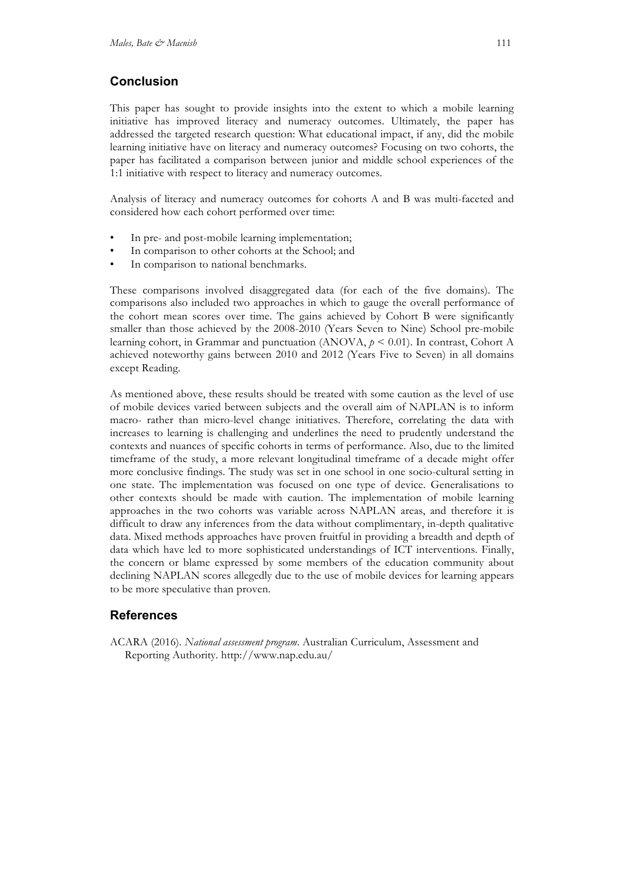## Conclusion

This paper has sought to provide insights into the extent to which a mobile learning initiative has improved literacy and numeracy outcomes. Ultimately, the paper has addressed the targeted research question: What educational impact, if any, did the mobile learning initiative have on literacy and numeracy outcomes? Focusing on two cohorts, the paper has facilitated a comparison between junior and middle school experiences of the 1:1 initiative with respect to literacy and numeracy outcomes.

Analysis of literacy and numeracy outcomes for cohorts A and B was multi-faceted and considered how each cohort performed over time:

- In pre- and post-mobile learning implementation;
- In comparison to other cohorts at the School; and
- In comparison to national benchmarks.

These comparisons involved disaggregated data (for each of the five domains). The comparisons also included two approaches in which to gauge the overall performance of the cohort mean scores over time. The gains achieved by Cohort B were significantly smaller than those achieved by the 2008-2010 (Years Seven to Nine) School pre-mobile learning cohort, in Grammar and punctuation (ANOVA, $p < 0.01$). In contrast, Cohort A achieved noteworthy gains between 2010 and 2012 (Years Five to Seven) in all domains except Reading.

As mentioned above, these results should be treated with some caution as the level of use of mobile devices varied between subjects and the overall aim of NAPLAN is to inform macro- rather than micro-level change initiatives. Therefore, correlating the data with increases to learning is challenging and underlines the need to prudently understand the contexts and nuances of specific cohorts in terms of performance. Also, due to the limited timeframe of the study, a more relevant longitudinal timeframe of a decade might offer more conclusive findings. The study was set in one school in one socio-cultural setting in one state. The implementation was focused on one type of device. Generalisations to other contexts should be made with caution. The implementation of mobile learning approaches in the two cohorts was variable across NAPLAN areas, and therefore it is difficult to draw any inferences from the data without complimentary, in-depth qualitative data. Mixed methods approaches have proven fruitful in providing a breadth and depth of data which have led to more sophisticated understandings of ICT interventions. Finally, the concern or blame expressed by some members of the education community about declining NAPLAN scores allegedly due to the use of mobile devices for learning appears to be more speculative than proven.

## References

ACARA (2016). *National assessment program*. Australian Curriculum, Assessment and Reporting Authority. http://www.nap.edu.au/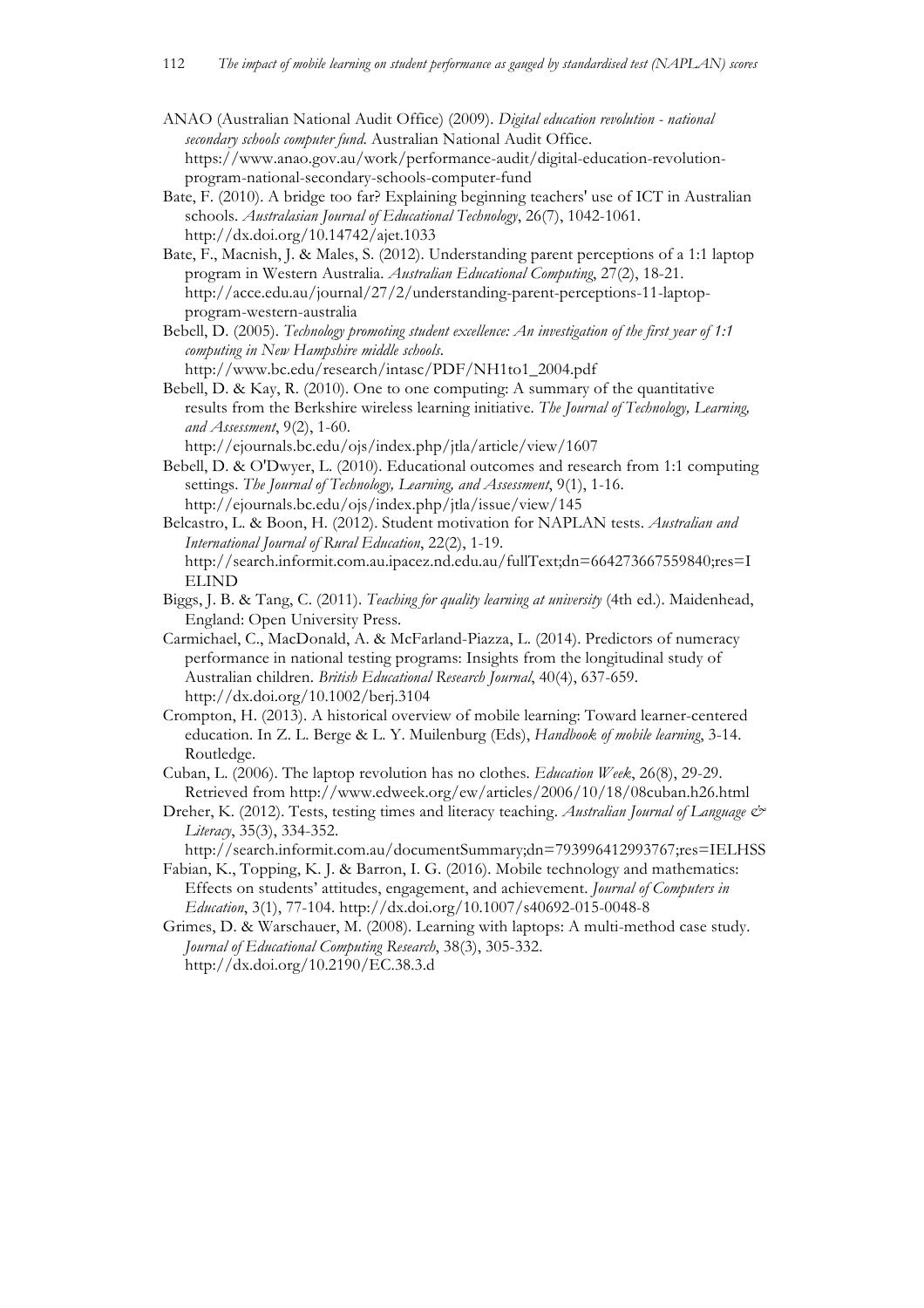ANAO (Australian National Audit Office) (2009). *Digital education revolution - national secondary schools computer fund*. Australian National Audit Office. https://www.anao.gov.au/work/performance-audit/digital-education-revolution-program-national-secondary-schools-computer-fund

Bate, F. (2010). A bridge too far? Explaining beginning teachers' use of ICT in Australian schools. *Australasian Journal of Educational Technology*, 26(7), 1042-1061. http://dx.doi.org/10.14742/ajet.1033

Bate, F., Macnish, J. & Males, S. (2012). Understanding parent perceptions of a 1:1 laptop program in Western Australia. *Australian Educational Computing*, 27(2), 18-21. http://acce.edu.au/journal/27/2/understanding-parent-perceptions-11-laptop-program-western-australia

Bebell, D. (2005). *Technology promoting student excellence: An investigation of the first year of 1:1 computing in New Hampshire middle schools*. http://www.bc.edu/research/intasc/PDF/NH1to1_2004.pdf

Bebell, D. & Kay, R. (2010). One to one computing: A summary of the quantitative results from the Berkshire wireless learning initiative. *The Journal of Technology, Learning, and Assessment*, 9(2), 1-60. http://ejournals.bc.edu/ojs/index.php/jtla/article/view/1607

Bebell, D. & O'Dwyer, L. (2010). Educational outcomes and research from 1:1 computing settings. *The Journal of Technology, Learning, and Assessment*, 9(1), 1-16. http://ejournals.bc.edu/ojs/index.php/jtla/issue/view/145

Belcastro, L. & Boon, H. (2012). Student motivation for NAPLAN tests. *Australian and International Journal of Rural Education*, 22(2), 1-19. http://search.informit.com.au.ipacez.nd.edu.au/fullText;dn=664273667559840;res=IELIND

Biggs, J. B. & Tang, C. (2011). *Teaching for quality learning at university* (4th ed.). Maidenhead, England: Open University Press.

Carmichael, C., MacDonald, A. & McFarland-Piazza, L. (2014). Predictors of numeracy performance in national testing programs: Insights from the longitudinal study of Australian children. *British Educational Research Journal*, 40(4), 637-659. http://dx.doi.org/10.1002/berj.3104

Crompton, H. (2013). A historical overview of mobile learning: Toward learner-centered education. In Z. L. Berge & L. Y. Muilenburg (Eds), *Handbook of mobile learning*, 3-14. Routledge.

Cuban, L. (2006). The laptop revolution has no clothes. *Education Week*, 26(8), 29-29. Retrieved from http://www.edweek.org/ew/articles/2006/10/18/08cuban.h26.html

Dreher, K. (2012). Tests, testing times and literacy teaching. *Australian Journal of Language & Literacy*, 35(3), 334-352. http://search.informit.com.au/documentSummary;dn=793996412993767;res=IELHSS

Fabian, K., Topping, K. J. & Barron, I. G. (2016). Mobile technology and mathematics: Effects on students' attitudes, engagement, and achievement. *Journal of Computers in Education*, 3(1), 77-104. http://dx.doi.org/10.1007/s40692-015-0048-8

Grimes, D. & Warschauer, M. (2008). Learning with laptops: A multi-method case study. *Journal of Educational Computing Research*, 38(3), 305-332. http://dx.doi.org/10.2190/EC.38.3.d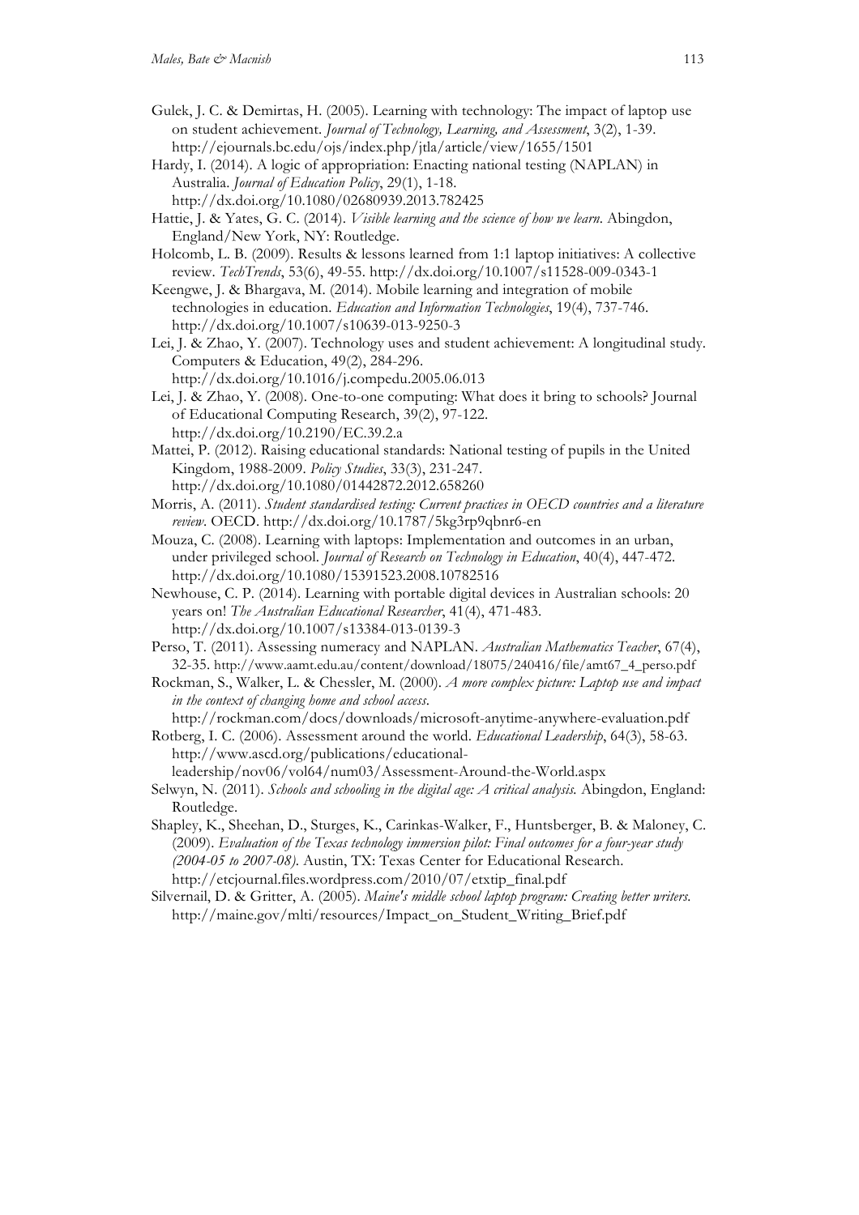Gulek, J. C. & Demirtas, H. (2005). Learning with technology: The impact of laptop use on student achievement. *Journal of Technology, Learning, and Assessment*, 3(2), 1-39. http://ejournals.bc.edu/ojs/index.php/jtla/article/view/1655/1501

Hardy, I. (2014). A logic of appropriation: Enacting national testing (NAPLAN) in Australia. *Journal of Education Policy*, 29(1), 1-18. http://dx.doi.org/10.1080/02680939.2013.782425

Hattie, J. & Yates, G. C. (2014). *Visible learning and the science of how we learn*. Abingdon, England/New York, NY: Routledge.

Holcomb, L. B. (2009). Results & lessons learned from 1:1 laptop initiatives: A collective review. *TechTrends*, 53(6), 49-55. http://dx.doi.org/10.1007/s11528-009-0343-1

Keengwe, J. & Bhargava, M. (2014). Mobile learning and integration of mobile technologies in education. *Education and Information Technologies*, 19(4), 737-746. http://dx.doi.org/10.1007/s10639-013-9250-3

Lei, J. & Zhao, Y. (2007). Technology uses and student achievement: A longitudinal study. Computers & Education, 49(2), 284-296. http://dx.doi.org/10.1016/j.compedu.2005.06.013

Lei, J. & Zhao, Y. (2008). One-to-one computing: What does it bring to schools? Journal of Educational Computing Research, 39(2), 97-122. http://dx.doi.org/10.2190/EC.39.2.a

Mattei, P. (2012). Raising educational standards: National testing of pupils in the United Kingdom, 1988-2009. *Policy Studies*, 33(3), 231-247. http://dx.doi.org/10.1080/01442872.2012.658260

Morris, A. (2011). *Student standardised testing: Current practices in OECD countries and a literature review*. OECD. http://dx.doi.org/10.1787/5kg3rp9qbnr6-en

Mouza, C. (2008). Learning with laptops: Implementation and outcomes in an urban, under privileged school. *Journal of Research on Technology in Education*, 40(4), 447-472. http://dx.doi.org/10.1080/15391523.2008.10782516

Newhouse, C. P. (2014). Learning with portable digital devices in Australian schools: 20 years on! *The Australian Educational Researcher*, 41(4), 471-483. http://dx.doi.org/10.1007/s13384-013-0139-3

Perso, T. (2011). Assessing numeracy and NAPLAN. *Australian Mathematics Teacher*, 67(4), 32-35. http://www.aamt.edu.au/content/download/18075/240416/file/amt67_4_perso.pdf

Rockman, S., Walker, L. & Chessler, M. (2000). *A more complex picture: Laptop use and impact in the context of changing home and school access*. http://rockman.com/docs/downloads/microsoft-anytime-anywhere-evaluation.pdf

Rotberg, I. C. (2006). Assessment around the world. *Educational Leadership*, 64(3), 58-63. http://www.ascd.org/publications/educational-leadership/nov06/vol64/num03/Assessment-Around-the-World.aspx

Selwyn, N. (2011). *Schools and schooling in the digital age: A critical analysis.* Abingdon, England: Routledge.

Shapley, K., Sheehan, D., Sturges, K., Carinkas-Walker, F., Huntsberger, B. & Maloney, C. (2009). *Evaluation of the Texas technology immersion pilot: Final outcomes for a four-year study (2004-05 to 2007-08)*. Austin, TX: Texas Center for Educational Research. http://etcjournal.files.wordpress.com/2010/07/etxtip_final.pdf

Silvernail, D. & Gritter, A. (2005). *Maine's middle school laptop program: Creating better writers.* http://maine.gov/mlti/resources/Impact_on_Student_Writing_Brief.pdf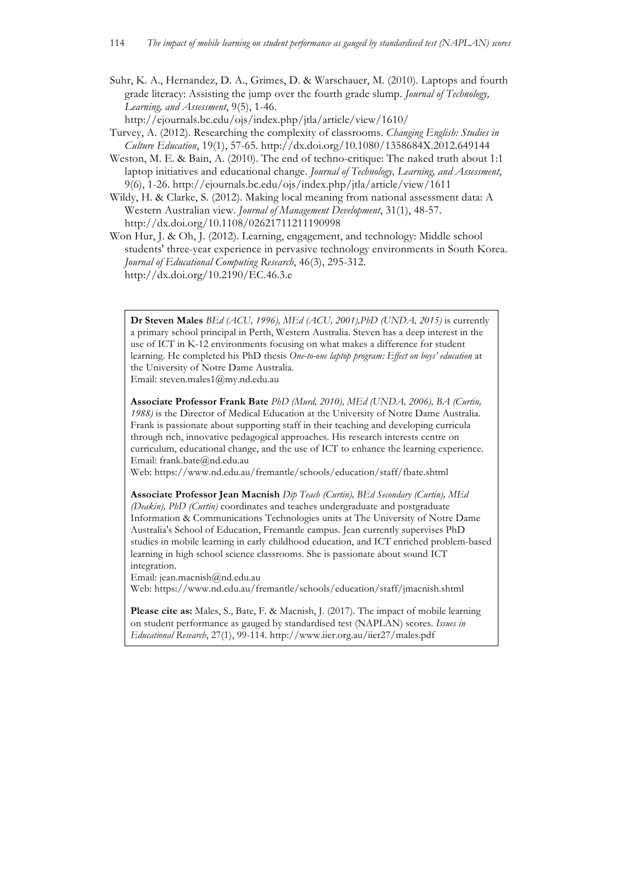Suhr, K. A., Hernandez, D. A., Grimes, D. & Warschauer, M. (2010). Laptops and fourth grade literacy: Assisting the jump over the fourth grade slump. *Journal of Technology, Learning, and Assessment*, 9(5), 1-46. http://ejournals.bc.edu/ojs/index.php/jtla/article/view/1610/

Turvey, A. (2012). Researching the complexity of classrooms. *Changing English: Studies in Culture Education*, 19(1), 57-65. http://dx.doi.org/10.1080/1358684X.2012.649144

Weston, M. E. & Bain, A. (2010). The end of techno-critique: The naked truth about 1:1 laptop initiatives and educational change. *Journal of Technology, Learning, and Assessment*, 9(6), 1-26. http://ejournals.bc.edu/ojs/index.php/jtla/article/view/1611

Wildy, H. & Clarke, S. (2012). Making local meaning from national assessment data: A Western Australian view. *Journal of Management Development*, 31(1), 48-57. http://dx.doi.org/10.1108/02621711211190998

Won Hur, J. & Oh, J. (2012). Learning, engagement, and technology: Middle school students' three-year experience in pervasive technology environments in South Korea. *Journal of Educational Computing Research*, 46(3), 295-312. http://dx.doi.org/10.2190/EC.46.3.e

**Dr Steven Males** *BEd (ACU, 1996), MEd (ACU, 2001),PhD (UNDA, 2015)* is currently a primary school principal in Perth, Western Australia. Steven has a deep interest in the use of ICT in K-12 environments focusing on what makes a difference for student learning. He completed his PhD thesis *One-to-one laptop program: Effect on boys' education* at the University of Notre Dame Australia.
Email: steven.males1@my.nd.edu.au

**Associate Professor Frank Bate** *PhD (Murd, 2010), MEd (UNDA, 2006), BA (Curtin, 1988)* is the Director of Medical Education at the University of Notre Dame Australia. Frank is passionate about supporting staff in their teaching and developing curricula through rich, innovative pedagogical approaches. His research interests centre on curriculum, educational change, and the use of ICT to enhance the learning experience.
Email: frank.bate@nd.edu.au
Web: https://www.nd.edu.au/fremantle/schools/education/staff/fbate.shtml

**Associate Professor Jean Macnish** *Dip Teach (Curtin), BEd Secondary (Curtin), MEd (Deakin), PhD (Curtin)* coordinates and teaches undergraduate and postgraduate Information & Communications Technologies units at The University of Notre Dame Australia's School of Education, Fremantle campus. Jean currently supervises PhD studies in mobile learning in early childhood education, and ICT enriched problem-based learning in high school science classrooms. She is passionate about sound ICT integration.
Email: jean.macnish@nd.edu.au
Web: https://www.nd.edu.au/fremantle/schools/education/staff/jmacnish.shtml

**Please cite as:** Males, S., Bate, F. & Macnish, J. (2017). The impact of mobile learning on student performance as gauged by standardised test (NAPLAN) scores. *Issues in Educational Research*, 27(1), 99-114. http://www.iier.org.au/iier27/males.pdf